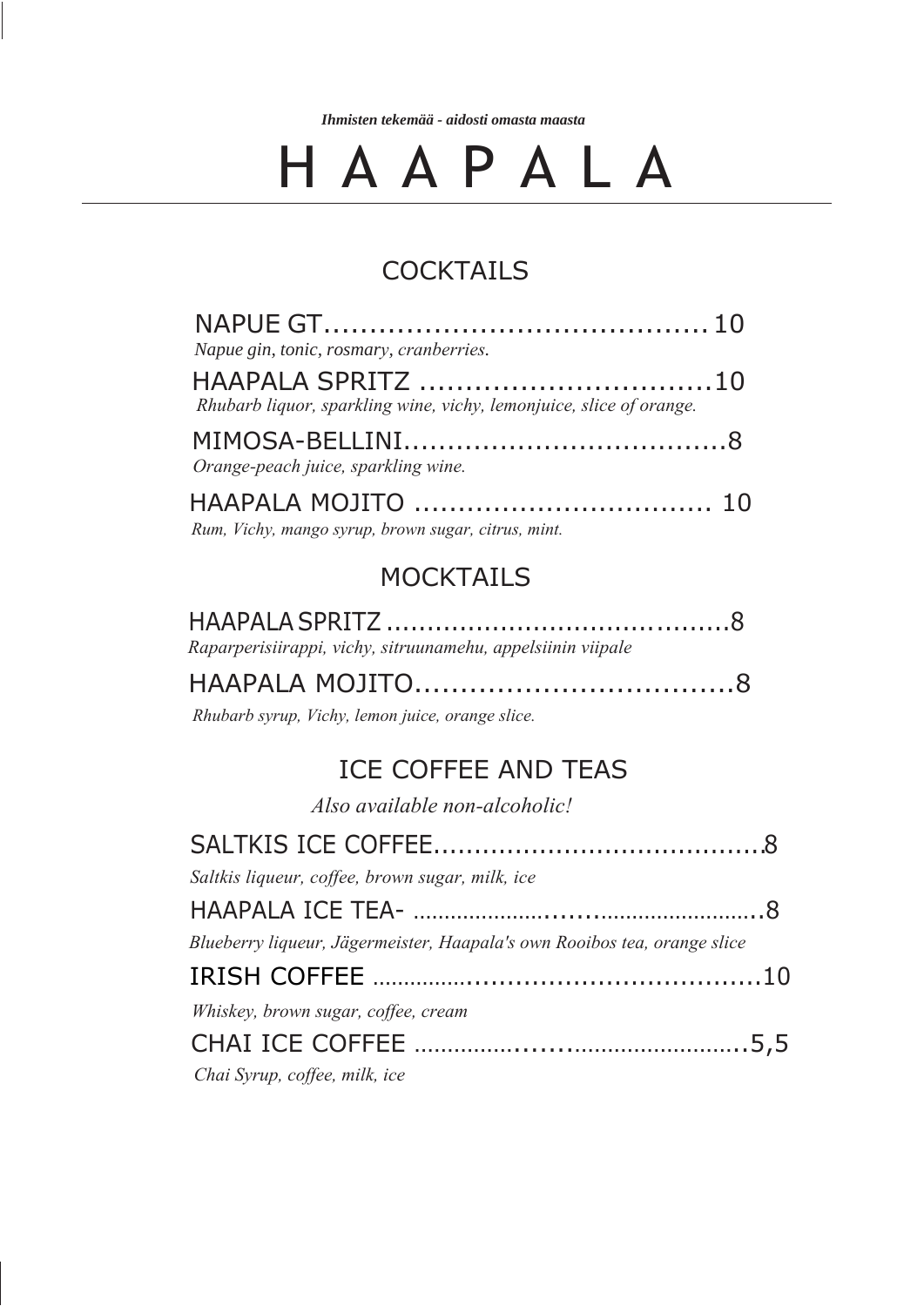*Ihmisten tekemää - aidosti omasta maasta*

# H A A P A L A

## COCKTAILS

NAPUE GT.......................................... 10
*Napue gin, tonic, rosmary, cranberries.*

HAAPALA SPRITZ ................................10
*Rhubarb liquor, sparkling wine, vichy, lemonjuice, slice of orange.*

MIMOSA-BELLINI....................................8
*Orange-peach juice, sparkling wine.*

HAAPALA MOJITO .................................. 10
*Rum, Vichy, mango syrup, brown sugar, citrus, mint.*

## MOCKTAILS

HAAPALA SPRITZ .........................................8
*Raparperisiirappi, vichy, sitruunamehu, appelsiinin viipale*

HAAPALA MOJITO..................................8
*Rhubarb syrup, Vichy, lemon juice, orange slice.*

## ICE COFFEE AND TEAS

*Also available non-alcoholic!*

SALTKIS ICE COFFEE........................................8
*Saltkis liqueur, coffee, brown sugar, milk, ice*

HAAPALA ICE TEA- ………………..…..…………………..8
*Blueberry liqueur, Jägermeister, Haapala's own Rooibos tea, orange slice*

IRISH COFFEE ……………..................................10
*Whiskey, brown sugar, coffee, cream*

CHAI ICE COFFEE ……………......………………….5,5
*Chai Syrup, coffee, milk, ice*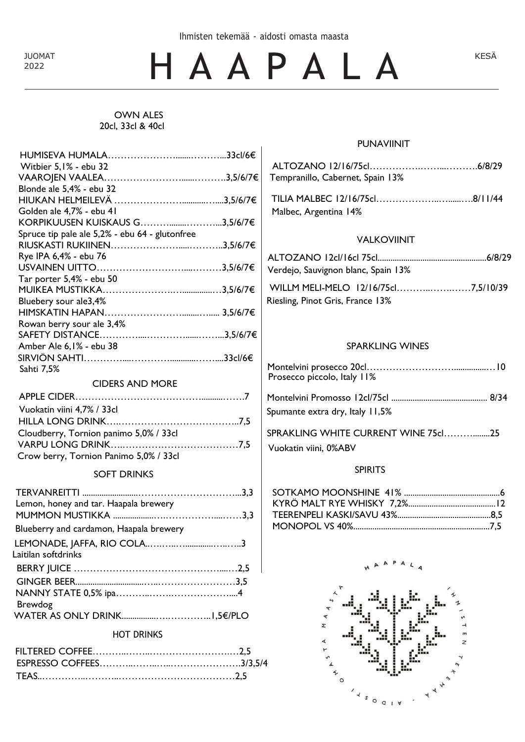Ihmisten tekemää - aidosti omasta maasta

JUOMAT 2022

# H A A P A L A

KESÄ

## OWN ALES
20cl, 33cl & 40cl

HUMISEVA HUMALA……………………........………...33cl/6€
Witbier 5,1% - ebu 32

VAAROJEN VAALEA…………………….......……….3,5/6/7€
Blonde ale 5,4% - ebu 32

HIUKAN HELMEILEVÄ ……………………...........…...3,5/6/7€
Golden ale 4,7% - ebu 41

KORPIKUUSEN KUISKAUS G……….........………...3,5/6/7€
Spruce tip pale ale 5,2% - ebu 64 - glutonfree

RIUSKASTI RUKIINEN…………………......………..3,5/6/7€
Rye IPA 6,4% - ebu 76

USVAINEN UITTO……………………….....………3,5/6/7€
Tar porter 5,4% - ebu 50

MUIKEA MUSTIKKA………………….…..............…3,5/6/7€
Bluebery sour ale3,4%

HIMSKATIN HAPAN……………………........…..... 3,5/6/7€
Rowan berry sour ale 3,4%

SAFETY DISTANCE…………......…………......……...3,5/6/7€
Amber Ale 6,1% - ebu 38

SIRVIÖN SAHTI…………......…………............……....33cl/6€
Sahti 7,5%

## CIDERS AND MORE

APPLE CIDER……………………………………..........…….7
Vuokatin viini 4,7% / 33cl

HILLA LONG DRINK…..………………………………..7,5
Cloudberry, Tornion panimo 5,0% / 33cl

VARPU LONG DRINK…..……………………………7,5
Crow berry, Tornion Panimo 5,0% / 33cl

## SOFT DRINKS

TERVANREITTI ..........................……………………………...3,3
Lemon, honey and tar. Haapala brewery

MUMMON MUSTIKKA ....................…..…………......……3,3
Blueberry and cardamon, Haapala brewery

LEMONADE, JAFFA, RIO COLA..…..…...…..............…..…..3
Laitilan softdrinks

BERRY JUICE ………………………………………......…2,5

GINGER BEER..................................….…………………3,5

NANNY STATE 0,5% ipa………...……..…………………....4
Brewdog

WATER AS ONLY DRINK.................….…………..1,5€/PLO

## HOT DRINKS

FILTERED COFFEE………..……..………………………...2,5

ESPRESSO COFFEES………...……...…...………………….3/3,5/4

TEAS..…………...………...………………………………2,5

## PUNAVIINIT

ALTOZANO 12/16/75cl………………..……...……….6/8/29
Tempranillo, Cabernet, Spain 13%

TILIA MALBEC 12/16/75cl………………...…......…8/11/44
Malbec, Argentina 14%

## VALKOVIINIT

ALTOZANO 12cl/16cl 75cl..................................................6/8/29
Verdejo, Sauvignon blanc, Spain 13%

WILLM MELI-MELO 12/16/75cl………..……..……7,5/10/39
Riesling, Pinot Gris, France 13%

## SPARKLING WINES

Montelvini prosecco 20cl……………………….................…10
Prosecco piccolo, Italy 11%

Montelvini Promosso 12cl/75cl ............................................ 8/34
Spumante extra dry, Italy 11,5%

SPRAKLING WHITE CURRENT WINE 75cl……….........25
Vuokatin viini, 0%ABV

## SPIRITS

SOTKAMO MOONSHINE 41% ............................................6

KYRÖ MALT RYE WHISKY 7,2%.........................................12

TEERENPELI KASKI/SAVU 43%..........................................8,5

MONOPOL VS 40%..............................................................7,5

HAAPALA

IHMISTEN TEKEMÄÄ - AIDOSTI OMASTA MAASTA